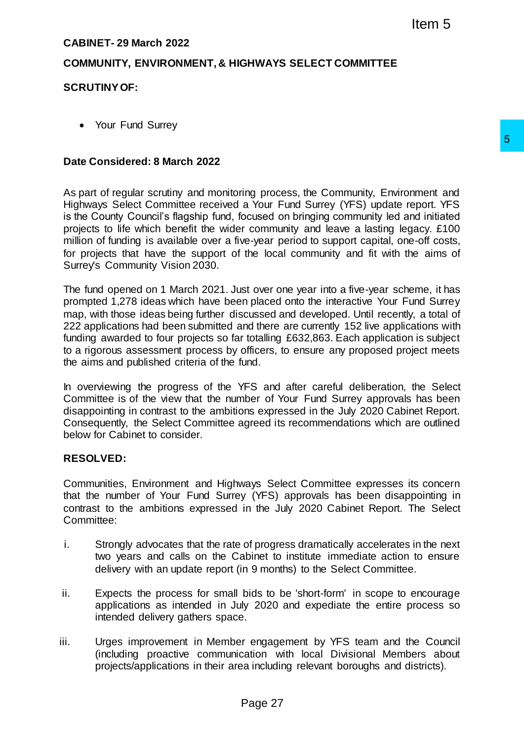Item 5

**CABINET- 29 March 2022**

**COMMUNITY, ENVIRONMENT, & HIGHWAYS SELECT COMMITTEE**

**SCRUTINY OF:**

- Your Fund Surrey

**Date Considered: 8 March 2022**

As part of regular scrutiny and monitoring process, the Community, Environment and Highways Select Committee received a Your Fund Surrey (YFS) update report. YFS is the County Council's flagship fund, focused on bringing community led and initiated projects to life which benefit the wider community and leave a lasting legacy. £100 million of funding is available over a five-year period to support capital, one-off costs, for projects that have the support of the local community and fit with the aims of Surrey's Community Vision 2030.

The fund opened on 1 March 2021. Just over one year into a five-year scheme, it has prompted 1,278 ideas which have been placed onto the interactive Your Fund Surrey map, with those ideas being further discussed and developed. Until recently, a total of 222 applications had been submitted and there are currently 152 live applications with funding awarded to four projects so far totalling £632,863. Each application is subject to a rigorous assessment process by officers, to ensure any proposed project meets the aims and published criteria of the fund.

In overviewing the progress of the YFS and after careful deliberation, the Select Committee is of the view that the number of Your Fund Surrey approvals has been disappointing in contrast to the ambitions expressed in the July 2020 Cabinet Report. Consequently, the Select Committee agreed its recommendations which are outlined below for Cabinet to consider.

**RESOLVED:**

Communities, Environment and Highways Select Committee expresses its concern that the number of Your Fund Surrey (YFS) approvals has been disappointing in contrast to the ambitions expressed in the July 2020 Cabinet Report. The Select Committee:

i. Strongly advocates that the rate of progress dramatically accelerates in the next two years and calls on the Cabinet to institute immediate action to ensure delivery with an update report (in 9 months) to the Select Committee.

ii. Expects the process for small bids to be 'short-form' in scope to encourage applications as intended in July 2020 and expediate the entire process so intended delivery gathers space.

iii. Urges improvement in Member engagement by YFS team and the Council (including proactive communication with local Divisional Members about projects/applications in their area including relevant boroughs and districts).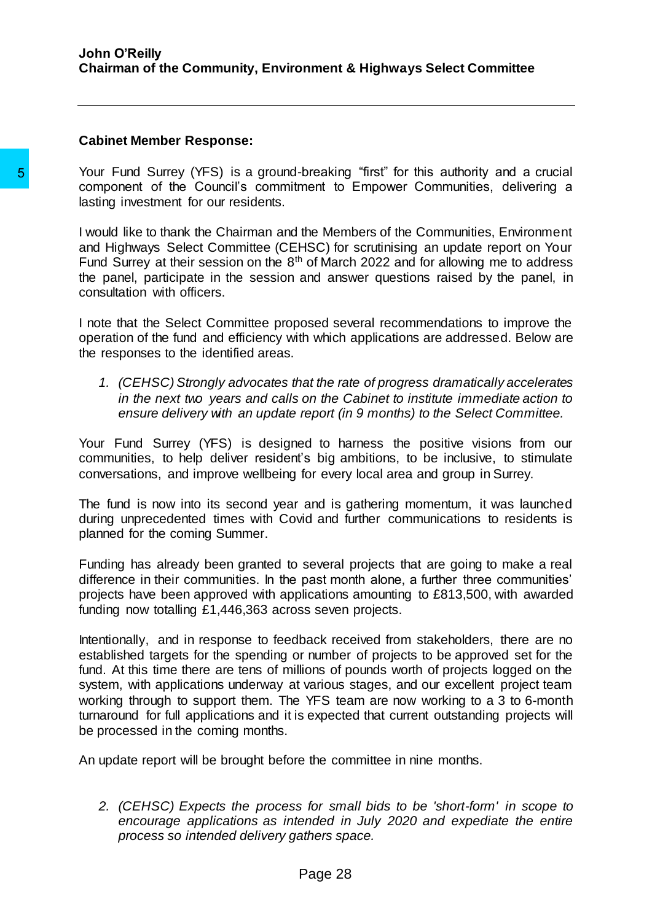**John O'Reilly**
**Chairman of the Community, Environment & Highways Select Committee**

---

**Cabinet Member Response:**

Your Fund Surrey (YFS) is a ground-breaking "first" for this authority and a crucial component of the Council's commitment to Empower Communities, delivering a lasting investment for our residents.

I would like to thank the Chairman and the Members of the Communities, Environment and Highways Select Committee (CEHSC) for scrutinising an update report on Your Fund Surrey at their session on the 8th of March 2022 and for allowing me to address the panel, participate in the session and answer questions raised by the panel, in consultation with officers.

I note that the Select Committee proposed several recommendations to improve the operation of the fund and efficiency with which applications are addressed. Below are the responses to the identified areas.

1. *(CEHSC) Strongly advocates that the rate of progress dramatically accelerates in the next two years and calls on the Cabinet to institute immediate action to ensure delivery with an update report (in 9 months) to the Select Committee.*

Your Fund Surrey (YFS) is designed to harness the positive visions from our communities, to help deliver resident's big ambitions, to be inclusive, to stimulate conversations, and improve wellbeing for every local area and group in Surrey.

The fund is now into its second year and is gathering momentum, it was launched during unprecedented times with Covid and further communications to residents is planned for the coming Summer.

Funding has already been granted to several projects that are going to make a real difference in their communities. In the past month alone, a further three communities' projects have been approved with applications amounting to £813,500, with awarded funding now totalling £1,446,363 across seven projects.

Intentionally, and in response to feedback received from stakeholders, there are no established targets for the spending or number of projects to be approved set for the fund. At this time there are tens of millions of pounds worth of projects logged on the system, with applications underway at various stages, and our excellent project team working through to support them. The YFS team are now working to a 3 to 6-month turnaround for full applications and it is expected that current outstanding projects will be processed in the coming months.

An update report will be brought before the committee in nine months.

2. *(CEHSC) Expects the process for small bids to be 'short-form' in scope to encourage applications as intended in July 2020 and expediate the entire process so intended delivery gathers space.*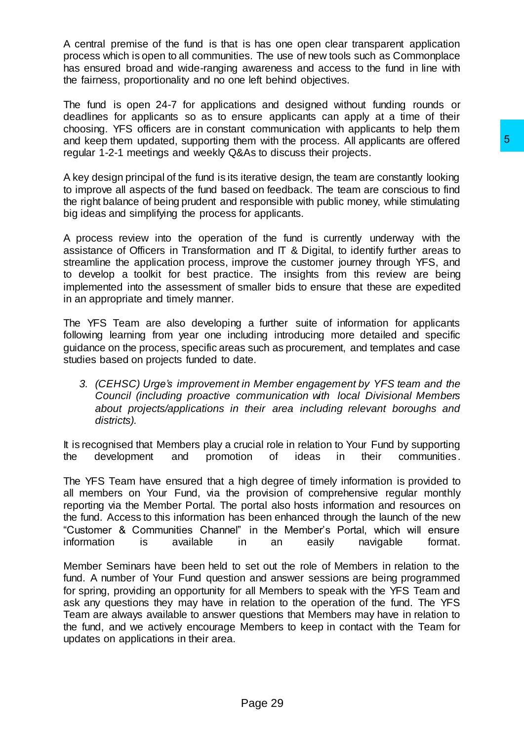A central premise of the fund is that is has one open clear transparent application process which is open to all communities. The use of new tools such as Commonplace has ensured broad and wide-ranging awareness and access to the fund in line with the fairness, proportionality and no one left behind objectives.

The fund is open 24-7 for applications and designed without funding rounds or deadlines for applicants so as to ensure applicants can apply at a time of their choosing. YFS officers are in constant communication with applicants to help them and keep them updated, supporting them with the process. All applicants are offered regular 1-2-1 meetings and weekly Q&As to discuss their projects.

A key design principal of the fund is its iterative design, the team are constantly looking to improve all aspects of the fund based on feedback. The team are conscious to find the right balance of being prudent and responsible with public money, while stimulating big ideas and simplifying the process for applicants.

A process review into the operation of the fund is currently underway with the assistance of Officers in Transformation and IT & Digital, to identify further areas to streamline the application process, improve the customer journey through YFS, and to develop a toolkit for best practice. The insights from this review are being implemented into the assessment of smaller bids to ensure that these are expedited in an appropriate and timely manner.

The YFS Team are also developing a further suite of information for applicants following learning from year one including introducing more detailed and specific guidance on the process, specific areas such as procurement, and templates and case studies based on projects funded to date.

3. *(CEHSC) Urge's improvement in Member engagement by YFS team and the Council (including proactive communication with local Divisional Members about projects/applications in their area including relevant boroughs and districts).*

It is recognised that Members play a crucial role in relation to Your Fund by supporting the development and promotion of ideas in their communities.

The YFS Team have ensured that a high degree of timely information is provided to all members on Your Fund, via the provision of comprehensive regular monthly reporting via the Member Portal. The portal also hosts information and resources on the fund. Access to this information has been enhanced through the launch of the new "Customer & Communities Channel" in the Member's Portal, which will ensure information is available in an easily navigable format.

Member Seminars have been held to set out the role of Members in relation to the fund. A number of Your Fund question and answer sessions are being programmed for spring, providing an opportunity for all Members to speak with the YFS Team and ask any questions they may have in relation to the operation of the fund. The YFS Team are always available to answer questions that Members may have in relation to the fund, and we actively encourage Members to keep in contact with the Team for updates on applications in their area.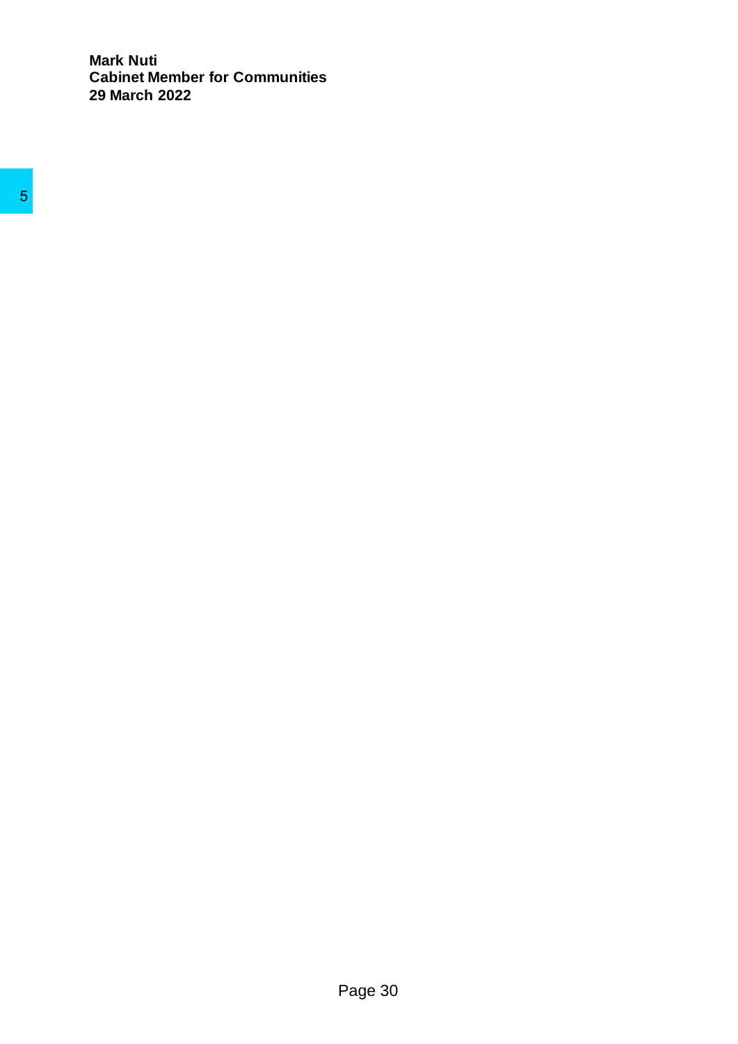**Mark Nuti**
**Cabinet Member for Communities**
**29 March 2022**